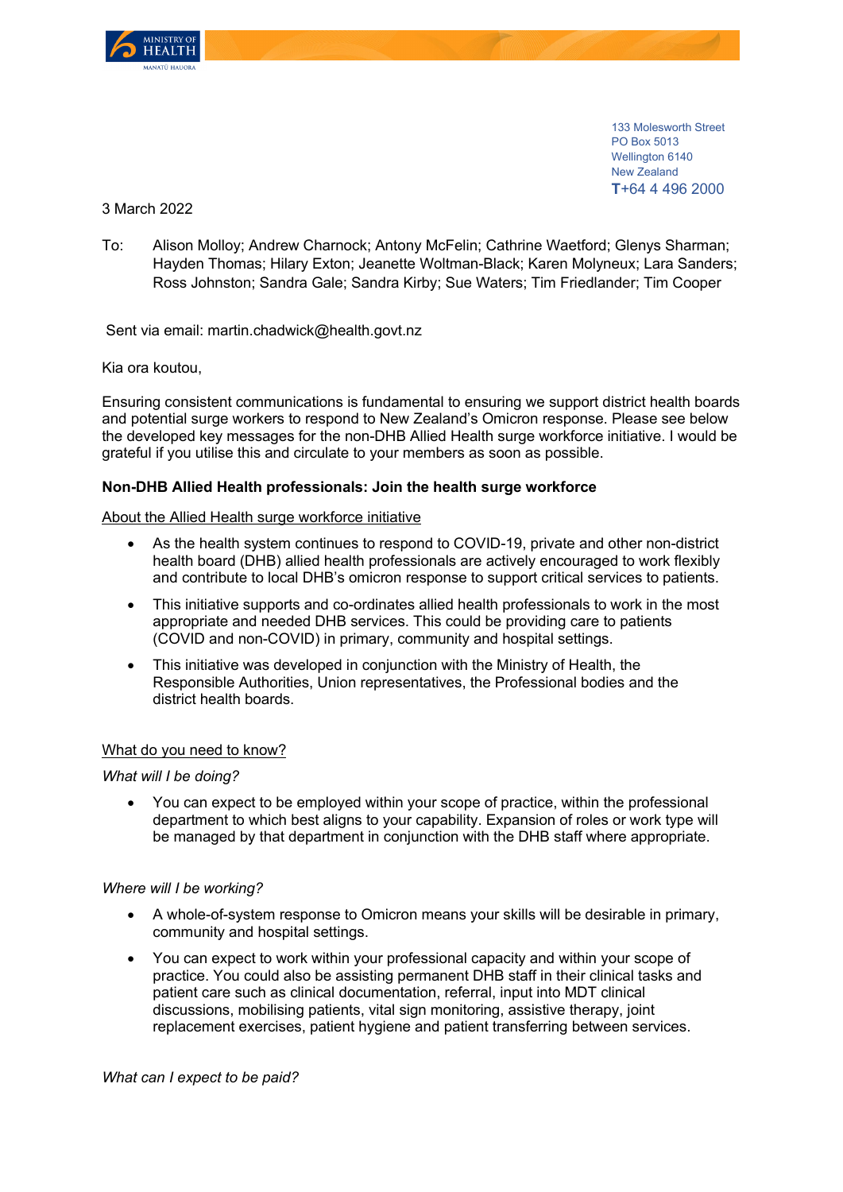133 Molesworth Street
PO Box 5013
Wellington 6140
New Zealand
**T**+64 4 496 2000

3 March 2022

To: Alison Molloy; Andrew Charnock; Antony McFelin; Cathrine Waetford; Glenys Sharman; Hayden Thomas; Hilary Exton; Jeanette Woltman-Black; Karen Molyneux; Lara Sanders; Ross Johnston; Sandra Gale; Sandra Kirby; Sue Waters; Tim Friedlander; Tim Cooper

Sent via email: martin.chadwick@health.govt.nz

Kia ora koutou,

Ensuring consistent communications is fundamental to ensuring we support district health boards and potential surge workers to respond to New Zealand's Omicron response. Please see below the developed key messages for the non-DHB Allied Health surge workforce initiative. I would be grateful if you utilise this and circulate to your members as soon as possible.

**Non-DHB Allied Health professionals: Join the health surge workforce**

About the Allied Health surge workforce initiative

- As the health system continues to respond to COVID-19, private and other non-district health board (DHB) allied health professionals are actively encouraged to work flexibly and contribute to local DHB's omicron response to support critical services to patients.
- This initiative supports and co-ordinates allied health professionals to work in the most appropriate and needed DHB services. This could be providing care to patients (COVID and non-COVID) in primary, community and hospital settings.
- This initiative was developed in conjunction with the Ministry of Health, the Responsible Authorities, Union representatives, the Professional bodies and the district health boards.

What do you need to know?

*What will I be doing?*

- You can expect to be employed within your scope of practice, within the professional department to which best aligns to your capability. Expansion of roles or work type will be managed by that department in conjunction with the DHB staff where appropriate.

*Where will I be working?*

- A whole-of-system response to Omicron means your skills will be desirable in primary, community and hospital settings.
- You can expect to work within your professional capacity and within your scope of practice. You could also be assisting permanent DHB staff in their clinical tasks and patient care such as clinical documentation, referral, input into MDT clinical discussions, mobilising patients, vital sign monitoring, assistive therapy, joint replacement exercises, patient hygiene and patient transferring between services.

*What can I expect to be paid?*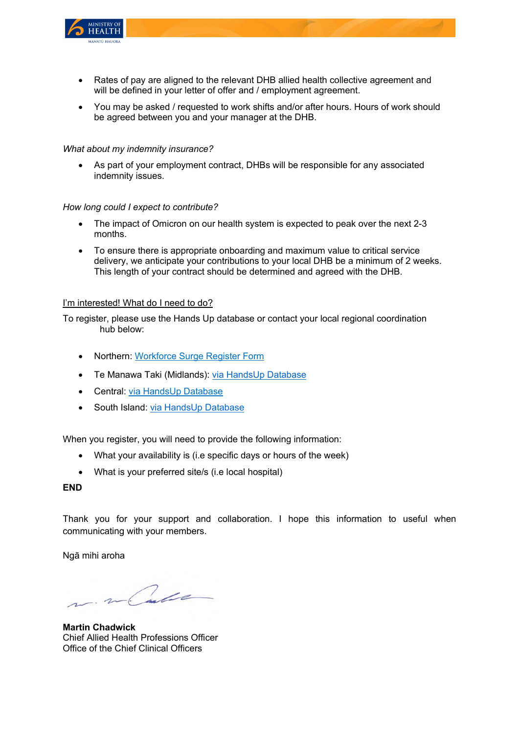- Rates of pay are aligned to the relevant DHB allied health collective agreement and will be defined in your letter of offer and / employment agreement.
- You may be asked / requested to work shifts and/or after hours. Hours of work should be agreed between you and your manager at the DHB.

*What about my indemnity insurance?*

- As part of your employment contract, DHBs will be responsible for any associated indemnity issues.

*How long could I expect to contribute?*

- The impact of Omicron on our health system is expected to peak over the next 2-3 months.
- To ensure there is appropriate onboarding and maximum value to critical service delivery, we anticipate your contributions to your local DHB be a minimum of 2 weeks. This length of your contract should be determined and agreed with the DHB.

<u>I'm interested! What do I need to do?</u>

To register, please use the Hands Up database or contact your local regional coordination hub below:

- Northern: Workforce Surge Register Form
- Te Manawa Taki (Midlands): via HandsUp Database
- Central: via HandsUp Database
- South Island: via HandsUp Database

When you register, you will need to provide the following information:

- What your availability is (i.e specific days or hours of the week)
- What is your preferred site/s (i.e local hospital)

**END**

Thank you for your support and collaboration. I hope this information to useful when communicating with your members.

Ngā mihi aroha

**Martin Chadwick**
Chief Allied Health Professions Officer
Office of the Chief Clinical Officers